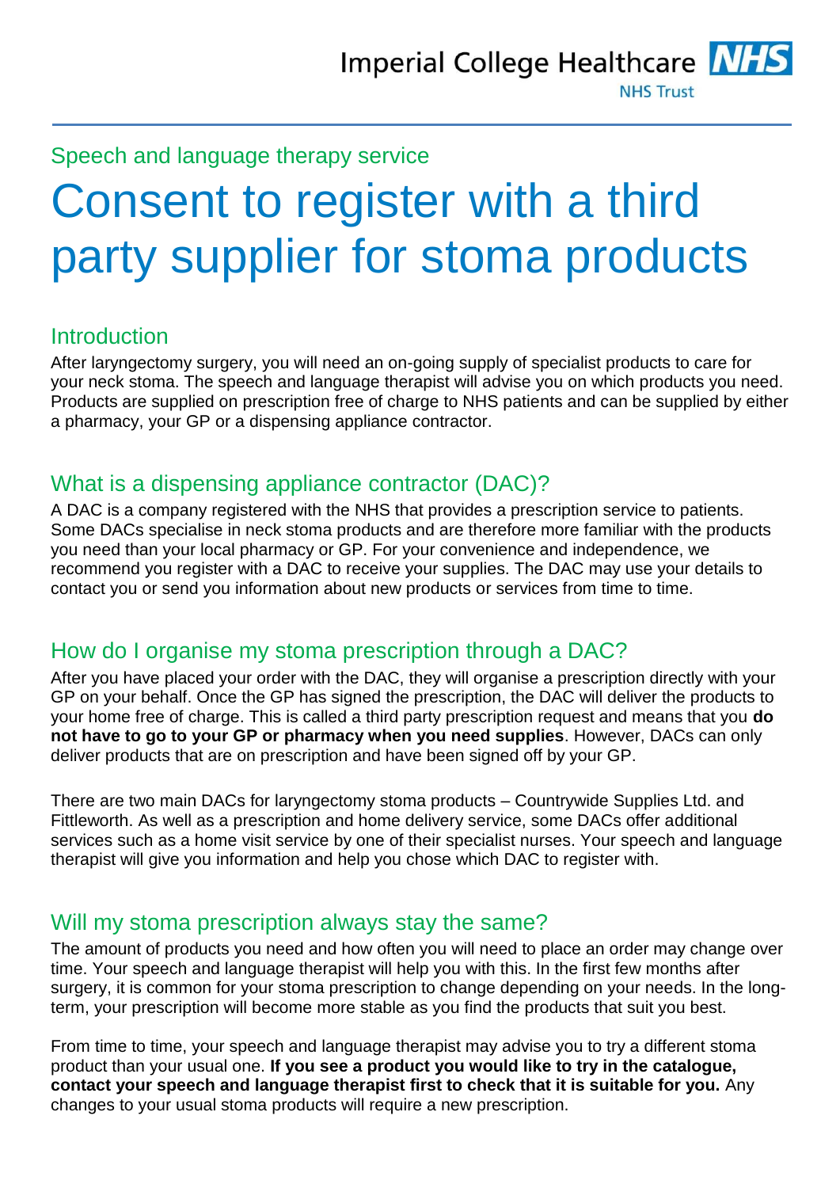Imperial College Healthcare NHS Trust

Speech and language therapy service

# Consent to register with a third party supplier for stoma products

## Introduction

After laryngectomy surgery, you will need an on-going supply of specialist products to care for your neck stoma. The speech and language therapist will advise you on which products you need. Products are supplied on prescription free of charge to NHS patients and can be supplied by either a pharmacy, your GP or a dispensing appliance contractor.

## What is a dispensing appliance contractor (DAC)?

A DAC is a company registered with the NHS that provides a prescription service to patients. Some DACs specialise in neck stoma products and are therefore more familiar with the products you need than your local pharmacy or GP. For your convenience and independence, we recommend you register with a DAC to receive your supplies. The DAC may use your details to contact you or send you information about new products or services from time to time.

## How do I organise my stoma prescription through a DAC?

After you have placed your order with the DAC, they will organise a prescription directly with your GP on your behalf. Once the GP has signed the prescription, the DAC will deliver the products to your home free of charge. This is called a third party prescription request and means that you **do not have to go to your GP or pharmacy when you need supplies**. However, DACs can only deliver products that are on prescription and have been signed off by your GP.

There are two main DACs for laryngectomy stoma products – Countrywide Supplies Ltd. and Fittleworth. As well as a prescription and home delivery service, some DACs offer additional services such as a home visit service by one of their specialist nurses. Your speech and language therapist will give you information and help you chose which DAC to register with.

## Will my stoma prescription always stay the same?

The amount of products you need and how often you will need to place an order may change over time. Your speech and language therapist will help you with this. In the first few months after surgery, it is common for your stoma prescription to change depending on your needs. In the long-term, your prescription will become more stable as you find the products that suit you best.

From time to time, your speech and language therapist may advise you to try a different stoma product than your usual one. **If you see a product you would like to try in the catalogue, contact your speech and language therapist first to check that it is suitable for you.** Any changes to your usual stoma products will require a new prescription.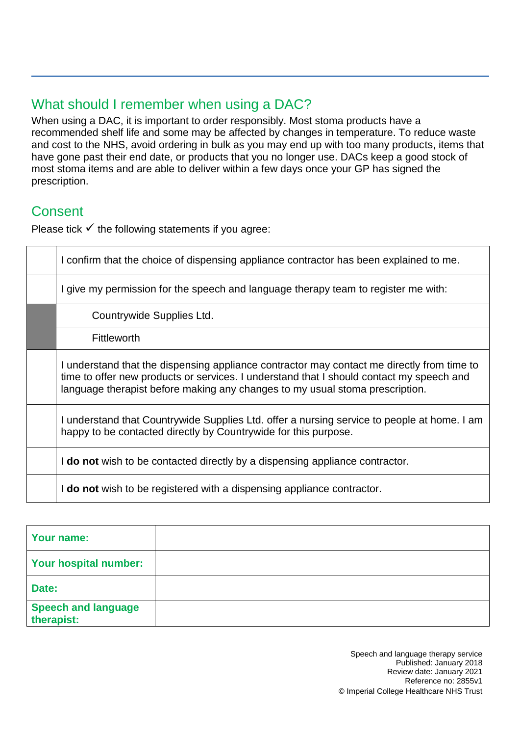## What should I remember when using a DAC?

When using a DAC, it is important to order responsibly. Most stoma products have a recommended shelf life and some may be affected by changes in temperature. To reduce waste and cost to the NHS, avoid ordering in bulk as you may end up with too many products, items that have gone past their end date, or products that you no longer use. DACs keep a good stock of most stoma items and are able to deliver within a few days once your GP has signed the prescription.

## Consent

Please tick ✓ the following statements if you agree:

| | | |
|---|---|---|
| | I confirm that the choice of dispensing appliance contractor has been explained to me. | |
| | I give my permission for the speech and language therapy team to register me with: | |
| | | Countrywide Supplies Ltd. |
| | | Fittleworth |
| | I understand that the dispensing appliance contractor may contact me directly from time to time to offer new products or services. I understand that I should contact my speech and language therapist before making any changes to my usual stoma prescription. | |
| | I understand that Countrywide Supplies Ltd. offer a nursing service to people at home. I am happy to be contacted directly by Countrywide for this purpose. | |
| | I **do not** wish to be contacted directly by a dispensing appliance contractor. | |
| | I **do not** wish to be registered with a dispensing appliance contractor. | |

| | |
|---|---|
| **Your name:** | |
| **Your hospital number:** | |
| **Date:** | |
| **Speech and language therapist:** | |

Speech and language therapy service
Published: January 2018
Review date: January 2021
Reference no: 2855v1
© Imperial College Healthcare NHS Trust